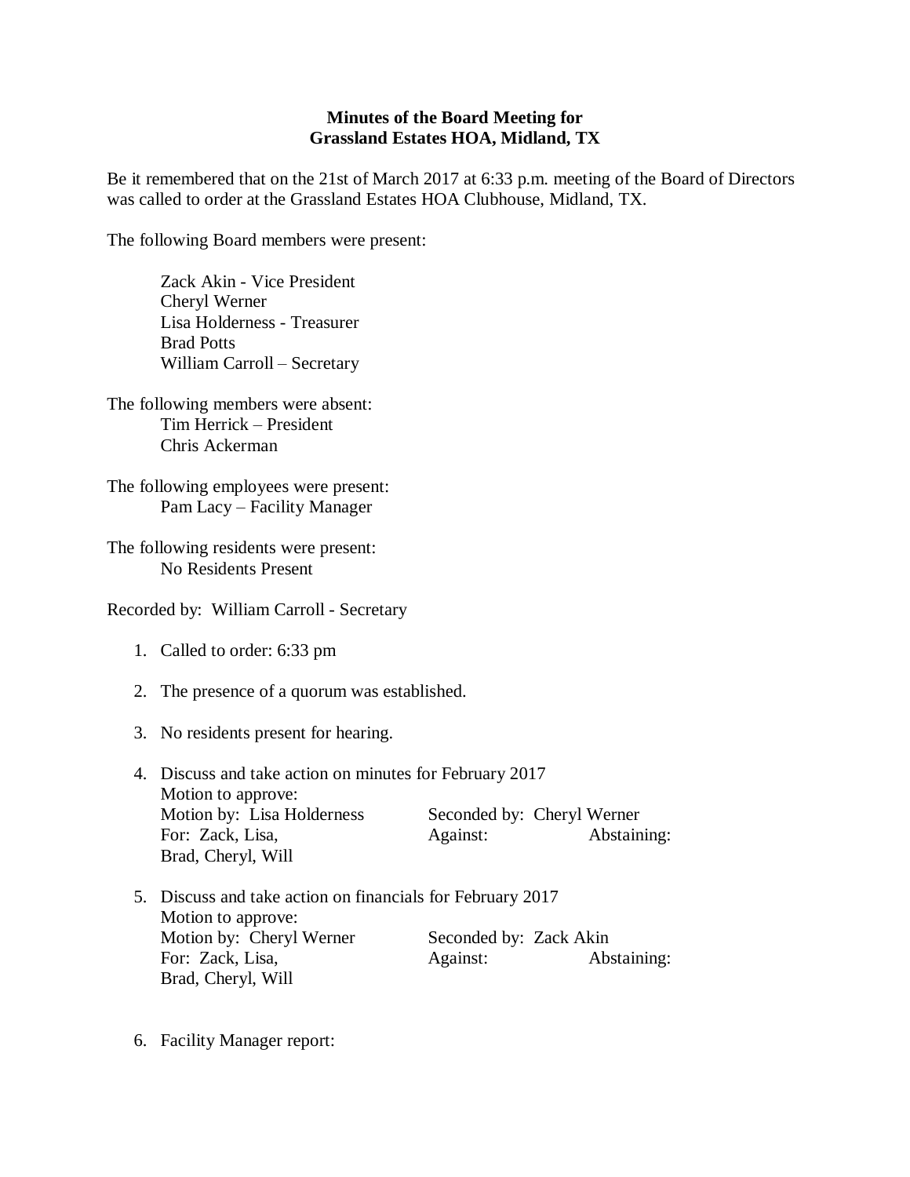**Minutes of the Board Meeting for**
**Grassland Estates HOA, Midland, TX**

Be it remembered that on the 21st of March 2017 at 6:33 p.m. meeting of the Board of Directors was called to order at the Grassland Estates HOA Clubhouse, Midland, TX.

The following Board members were present:

Zack Akin - Vice President
Cheryl Werner
Lisa Holderness - Treasurer
Brad Potts
William Carroll – Secretary

The following members were absent:
Tim Herrick – President
Chris Ackerman

The following employees were present:
Pam Lacy – Facility Manager

The following residents were present:
No Residents Present

Recorded by: William Carroll - Secretary

1. Called to order: 6:33 pm

2. The presence of a quorum was established.

3. No residents present for hearing.

4. Discuss and take action on minutes for February 2017
   Motion to approve:
   Motion by: Lisa Holderness    Seconded by: Cheryl Werner
   For: Zack, Lisa, Brad, Cheryl, Will    Against:    Abstaining:

5. Discuss and take action on financials for February 2017
   Motion to approve:
   Motion by: Cheryl Werner    Seconded by: Zack Akin
   For: Zack, Lisa, Brad, Cheryl, Will    Against:    Abstaining:

6. Facility Manager report: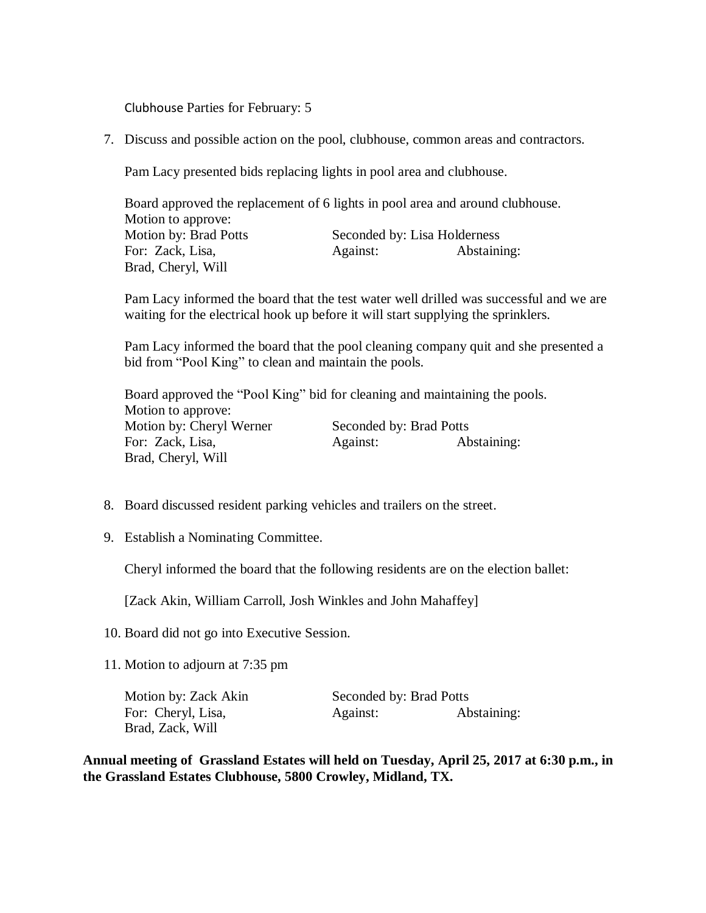Clubhouse Parties for February: 5

7. Discuss and possible action on the pool, clubhouse, common areas and contractors.

   Pam Lacy presented bids replacing lights in pool area and clubhouse.

   Board approved the replacement of 6 lights in pool area and around clubhouse.
   Motion to approve:

   | | | |
   |---|---|---|
   | Motion by: Brad Potts | Seconded by: Lisa Holderness | |
   | For: Zack, Lisa, Brad, Cheryl, Will | Against: | Abstaining: |

   Pam Lacy informed the board that the test water well drilled was successful and we are waiting for the electrical hook up before it will start supplying the sprinklers.

   Pam Lacy informed the board that the pool cleaning company quit and she presented a bid from "Pool King" to clean and maintain the pools.

   Board approved the "Pool King" bid for cleaning and maintaining the pools.
   Motion to approve:

   | | | |
   |---|---|---|
   | Motion by: Cheryl Werner | Seconded by: Brad Potts | |
   | For: Zack, Lisa, Brad, Cheryl, Will | Against: | Abstaining: |

8. Board discussed resident parking vehicles and trailers on the street.

9. Establish a Nominating Committee.

   Cheryl informed the board that the following residents are on the election ballet:

   [Zack Akin, William Carroll, Josh Winkles and John Mahaffey]

10. Board did not go into Executive Session.

11. Motion to adjourn at 7:35 pm

   | | | |
   |---|---|---|
   | Motion by: Zack Akin | Seconded by: Brad Potts | |
   | For: Cheryl, Lisa, Brad, Zack, Will | Against: | Abstaining: |

**Annual meeting of Grassland Estates will held on Tuesday, April 25, 2017 at 6:30 p.m., in the Grassland Estates Clubhouse, 5800 Crowley, Midland, TX.**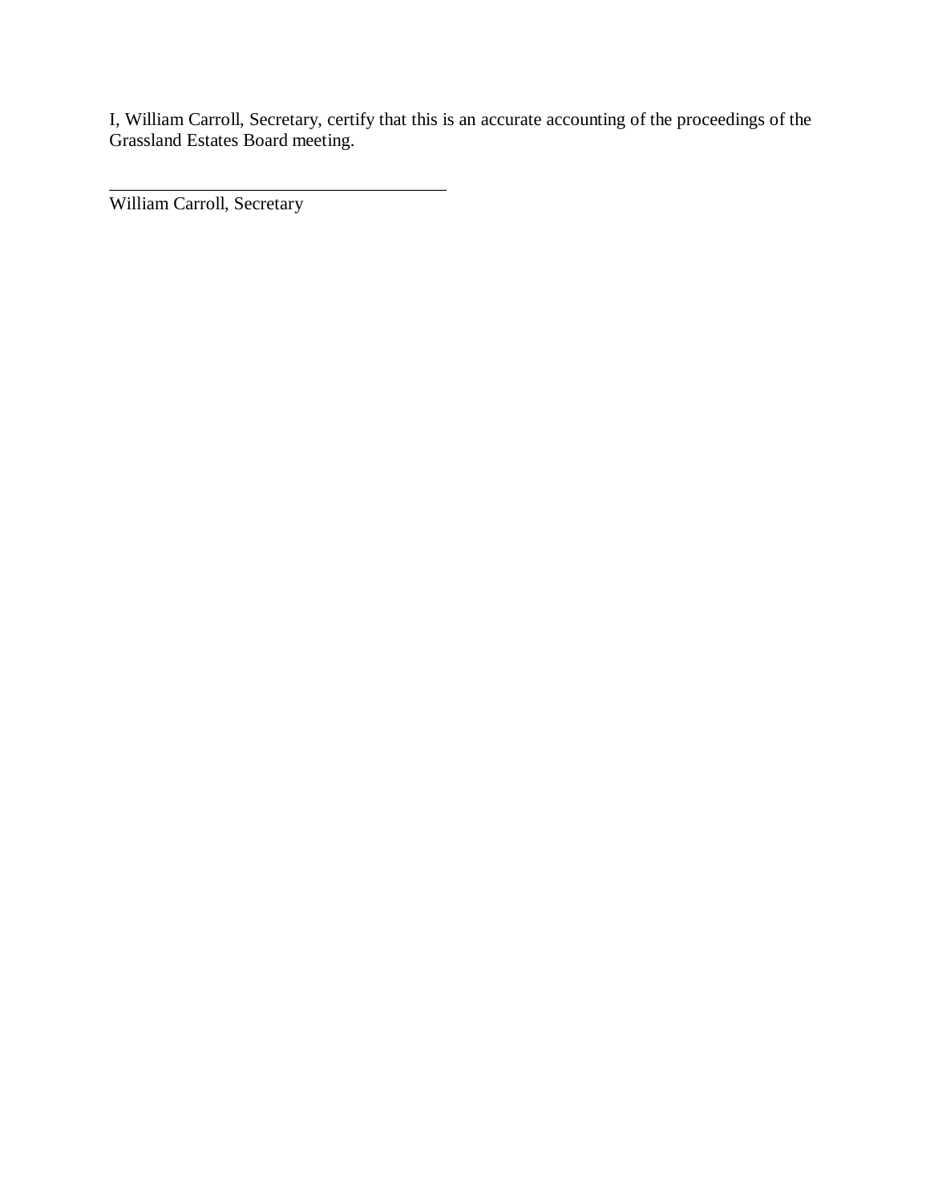I, William Carroll, Secretary, certify that this is an accurate accounting of the proceedings of the Grassland Estates Board meeting.

_______________________________________
William Carroll, Secretary